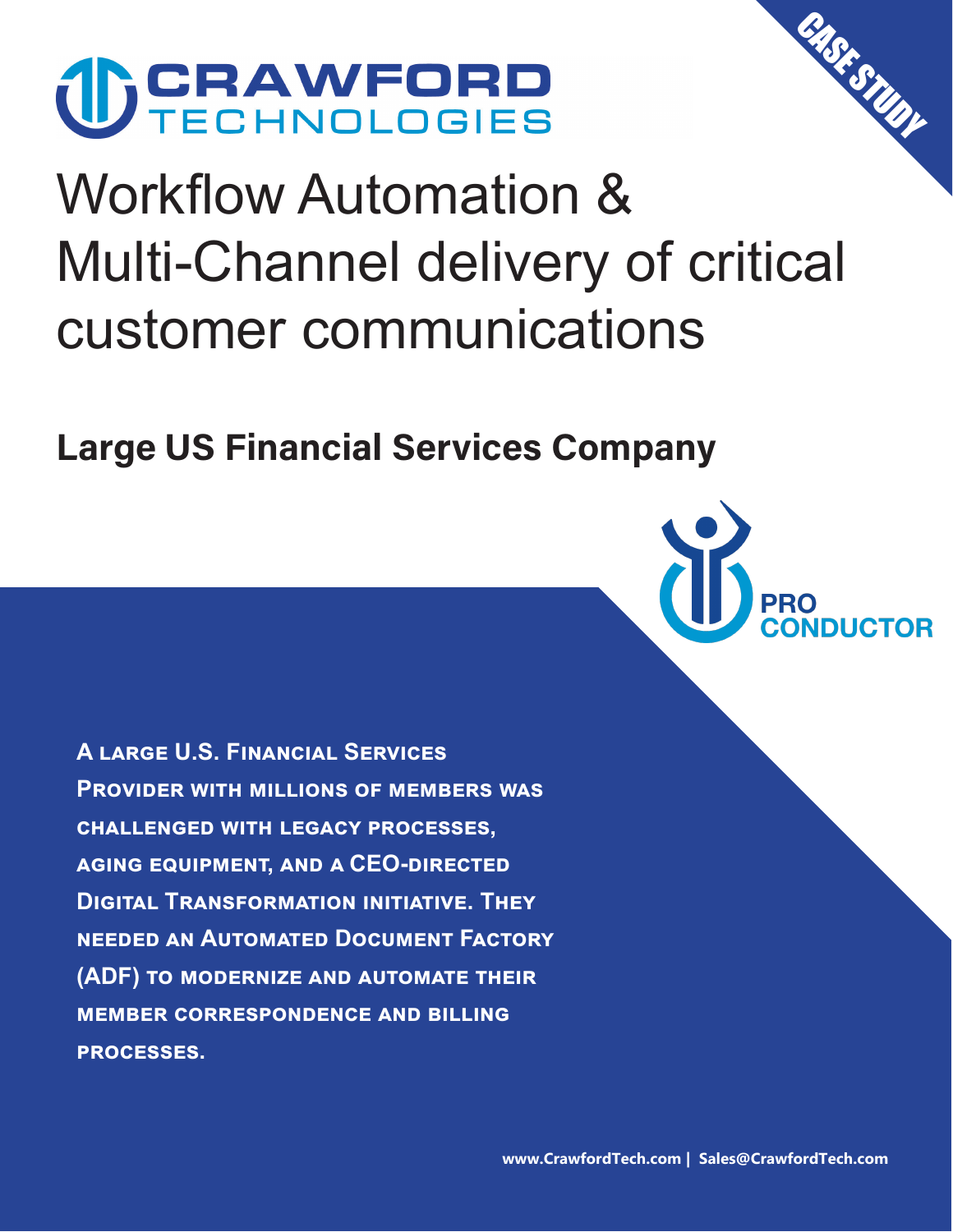CRAWFORD TECHNOLOGIES

CASE STUDY

# Workflow Automation & Multi-Channel delivery of critical customer communications

## Large US Financial Services Company

PRO CONDUCTOR

**A large U.S. Financial Services Provider with millions of members was challenged with legacy processes, aging equipment, and a CEO-directed Digital Transformation initiative. They needed an Automated Document Factory (ADF) to modernize and automate their member correspondence and billing processes.**

www.CrawfordTech.com | Sales@CrawfordTech.com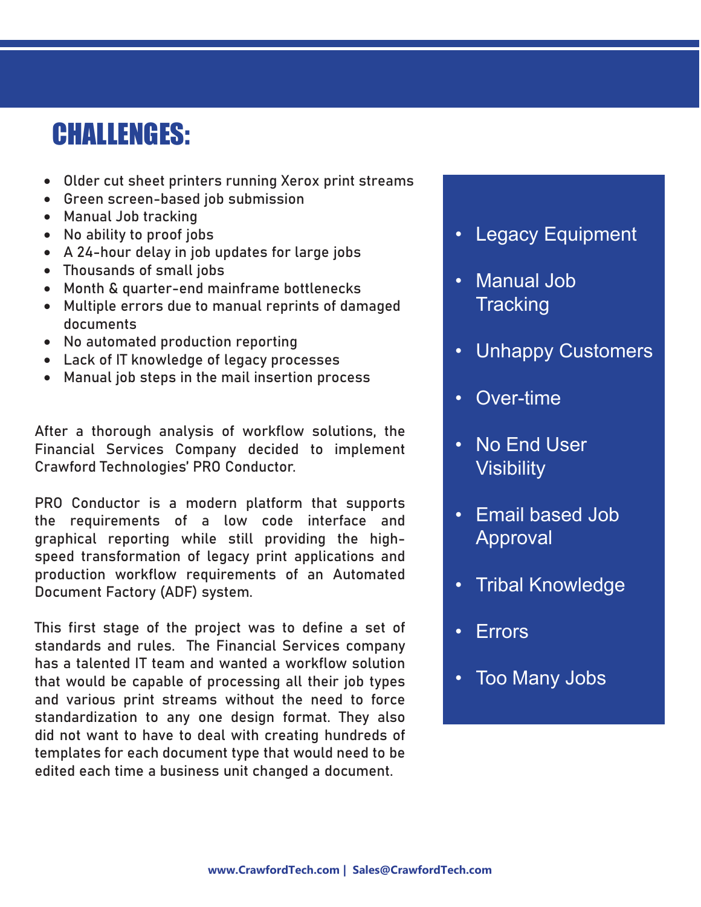# CHALLENGES:

- Older cut sheet printers running Xerox print streams
- Green screen-based job submission
- Manual Job tracking
- No ability to proof jobs
- A 24-hour delay in job updates for large jobs
- Thousands of small jobs
- Month & quarter-end mainframe bottlenecks
- Multiple errors due to manual reprints of damaged documents
- No automated production reporting
- Lack of IT knowledge of legacy processes
- Manual job steps in the mail insertion process

After a thorough analysis of workflow solutions, the Financial Services Company decided to implement Crawford Technologies' PRO Conductor.

PRO Conductor is a modern platform that supports the requirements of a low code interface and graphical reporting while still providing the high-speed transformation of legacy print applications and production workflow requirements of an Automated Document Factory (ADF) system.

This first stage of the project was to define a set of standards and rules. The Financial Services company has a talented IT team and wanted a workflow solution that would be capable of processing all their job types and various print streams without the need to force standardization to any one design format. They also did not want to have to deal with creating hundreds of templates for each document type that would need to be edited each time a business unit changed a document.

- Legacy Equipment
- Manual Job Tracking
- Unhappy Customers
- Over-time
- No End User Visibility
- Email based Job Approval
- Tribal Knowledge
- Errors
- Too Many Jobs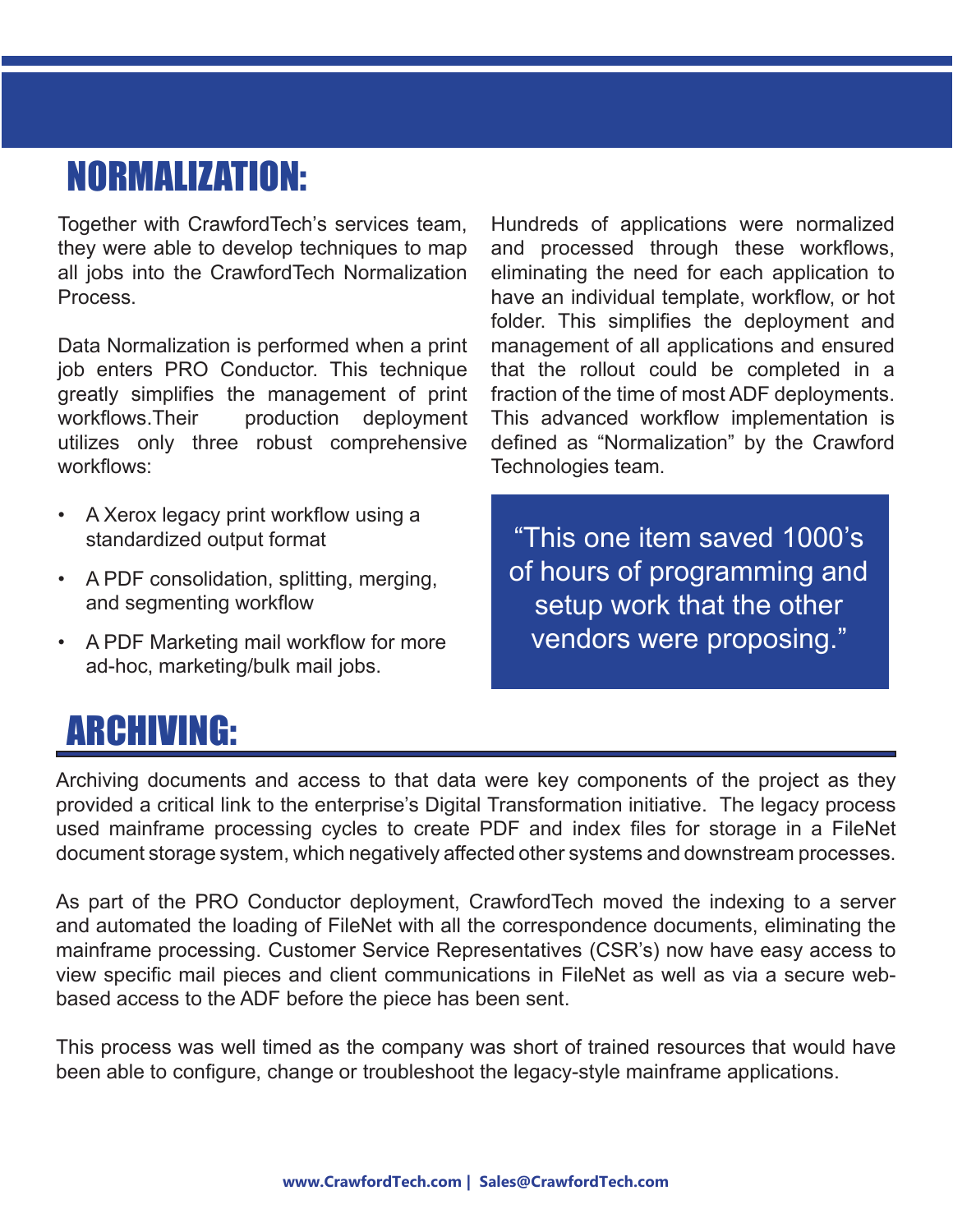## NORMALIZATION:

Together with CrawfordTech's services team, they were able to develop techniques to map all jobs into the CrawfordTech Normalization Process.

Data Normalization is performed when a print job enters PRO Conductor. This technique greatly simplifies the management of print workflows.Their production deployment utilizes only three robust comprehensive workflows:

- A Xerox legacy print workflow using a standardized output format
- A PDF consolidation, splitting, merging, and segmenting workflow
- A PDF Marketing mail workflow for more ad-hoc, marketing/bulk mail jobs.

Hundreds of applications were normalized and processed through these workflows, eliminating the need for each application to have an individual template, workflow, or hot folder. This simplifies the deployment and management of all applications and ensured that the rollout could be completed in a fraction of the time of most ADF deployments. This advanced workflow implementation is defined as "Normalization" by the Crawford Technologies team.

> "This one item saved 1000's of hours of programming and setup work that the other vendors were proposing."

## ARCHIVING:

Archiving documents and access to that data were key components of the project as they provided a critical link to the enterprise's Digital Transformation initiative. The legacy process used mainframe processing cycles to create PDF and index files for storage in a FileNet document storage system, which negatively affected other systems and downstream processes.

As part of the PRO Conductor deployment, CrawfordTech moved the indexing to a server and automated the loading of FileNet with all the correspondence documents, eliminating the mainframe processing. Customer Service Representatives (CSR's) now have easy access to view specific mail pieces and client communications in FileNet as well as via a secure web-based access to the ADF before the piece has been sent.

This process was well timed as the company was short of trained resources that would have been able to configure, change or troubleshoot the legacy-style mainframe applications.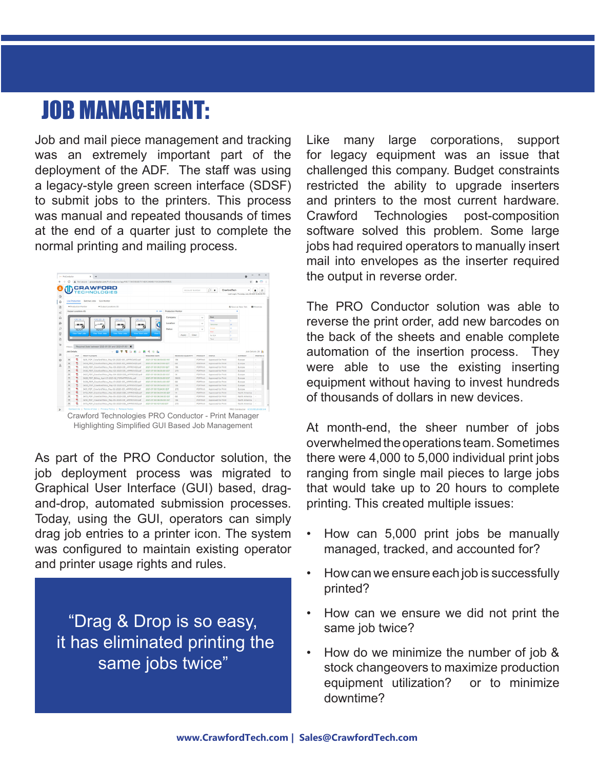# JOB MANAGEMENT:

Job and mail piece management and tracking was an extremely important part of the deployment of the ADF. The staff was using a legacy-style green screen interface (SDSF) to submit jobs to the printers. This process was manual and repeated thousands of times at the end of a quarter just to complete the normal printing and mailing process.

Crawford Technologies PRO Conductor - Print Manager Highlighting Simplified GUI Based Job Management

As part of the PRO Conductor solution, the job deployment process was migrated to Graphical User Interface (GUI) based, drag-and-drop, automated submission processes. Today, using the GUI, operators can simply drag job entries to a printer icon. The system was configured to maintain existing operator and printer usage rights and rules.

> “Drag & Drop is so easy, it has eliminated printing the same jobs twice”

Like many large corporations, support for legacy equipment was an issue that challenged this company. Budget constraints restricted the ability to upgrade inserters and printers to the most current hardware. Crawford Technologies post-composition software solved this problem. Some large jobs had required operators to manually insert mail into envelopes as the inserter required the output in reverse order.

The PRO Conductor solution was able to reverse the print order, add new barcodes on the back of the sheets and enable complete automation of the insertion process. They were able to use the existing inserting equipment without having to invest hundreds of thousands of dollars in new devices.

At month-end, the sheer number of jobs overwhelmed the operations team. Sometimes there were 4,000 to 5,000 individual print jobs ranging from single mail pieces to large jobs that would take up to 20 hours to complete printing. This created multiple issues:

- How can 5,000 print jobs be manually managed, tracked, and accounted for?
- How can we ensure each job is successfully printed?
- How can we ensure we did not print the same job twice?
- How do we minimize the number of job & stock changeovers to maximize production equipment utilization? or to minimize downtime?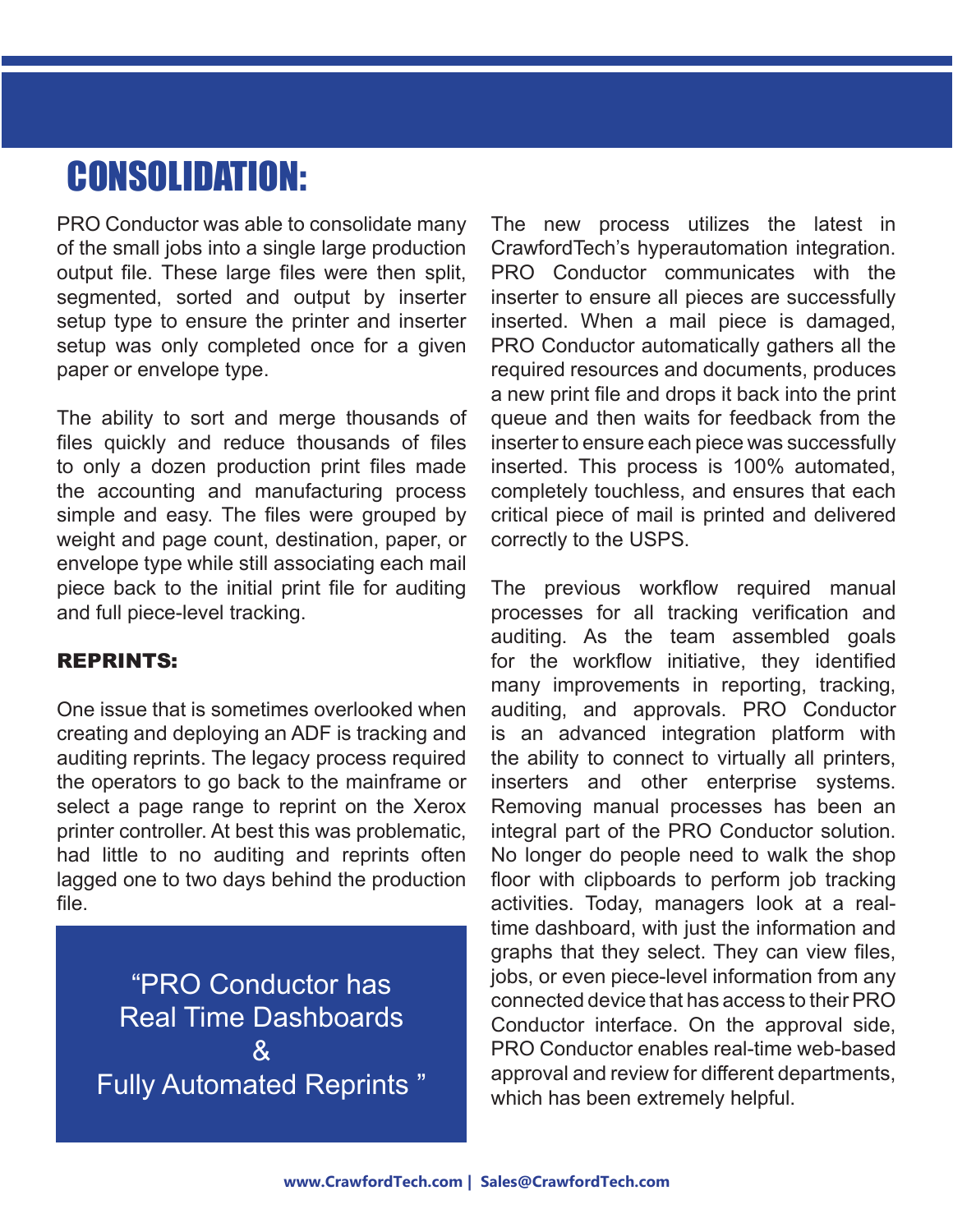# CONSOLIDATION:

PRO Conductor was able to consolidate many of the small jobs into a single large production output file. These large files were then split, segmented, sorted and output by inserter setup type to ensure the printer and inserter setup was only completed once for a given paper or envelope type.

The ability to sort and merge thousands of files quickly and reduce thousands of files to only a dozen production print files made the accounting and manufacturing process simple and easy. The files were grouped by weight and page count, destination, paper, or envelope type while still associating each mail piece back to the initial print file for auditing and full piece-level tracking.

## REPRINTS:

One issue that is sometimes overlooked when creating and deploying an ADF is tracking and auditing reprints. The legacy process required the operators to go back to the mainframe or select a page range to reprint on the Xerox printer controller. At best this was problematic, had little to no auditing and reprints often lagged one to two days behind the production file.

> "PRO Conductor has Real Time Dashboards & Fully Automated Reprints "

The new process utilizes the latest in CrawfordTech's hyperautomation integration. PRO Conductor communicates with the inserter to ensure all pieces are successfully inserted. When a mail piece is damaged, PRO Conductor automatically gathers all the required resources and documents, produces a new print file and drops it back into the print queue and then waits for feedback from the inserter to ensure each piece was successfully inserted. This process is 100% automated, completely touchless, and ensures that each critical piece of mail is printed and delivered correctly to the USPS.

The previous workflow required manual processes for all tracking verification and auditing. As the team assembled goals for the workflow initiative, they identified many improvements in reporting, tracking, auditing, and approvals. PRO Conductor is an advanced integration platform with the ability to connect to virtually all printers, inserters and other enterprise systems. Removing manual processes has been an integral part of the PRO Conductor solution. No longer do people need to walk the shop floor with clipboards to perform job tracking activities. Today, managers look at a real-time dashboard, with just the information and graphs that they select. They can view files, jobs, or even piece-level information from any connected device that has access to their PRO Conductor interface. On the approval side, PRO Conductor enables real-time web-based approval and review for different departments, which has been extremely helpful.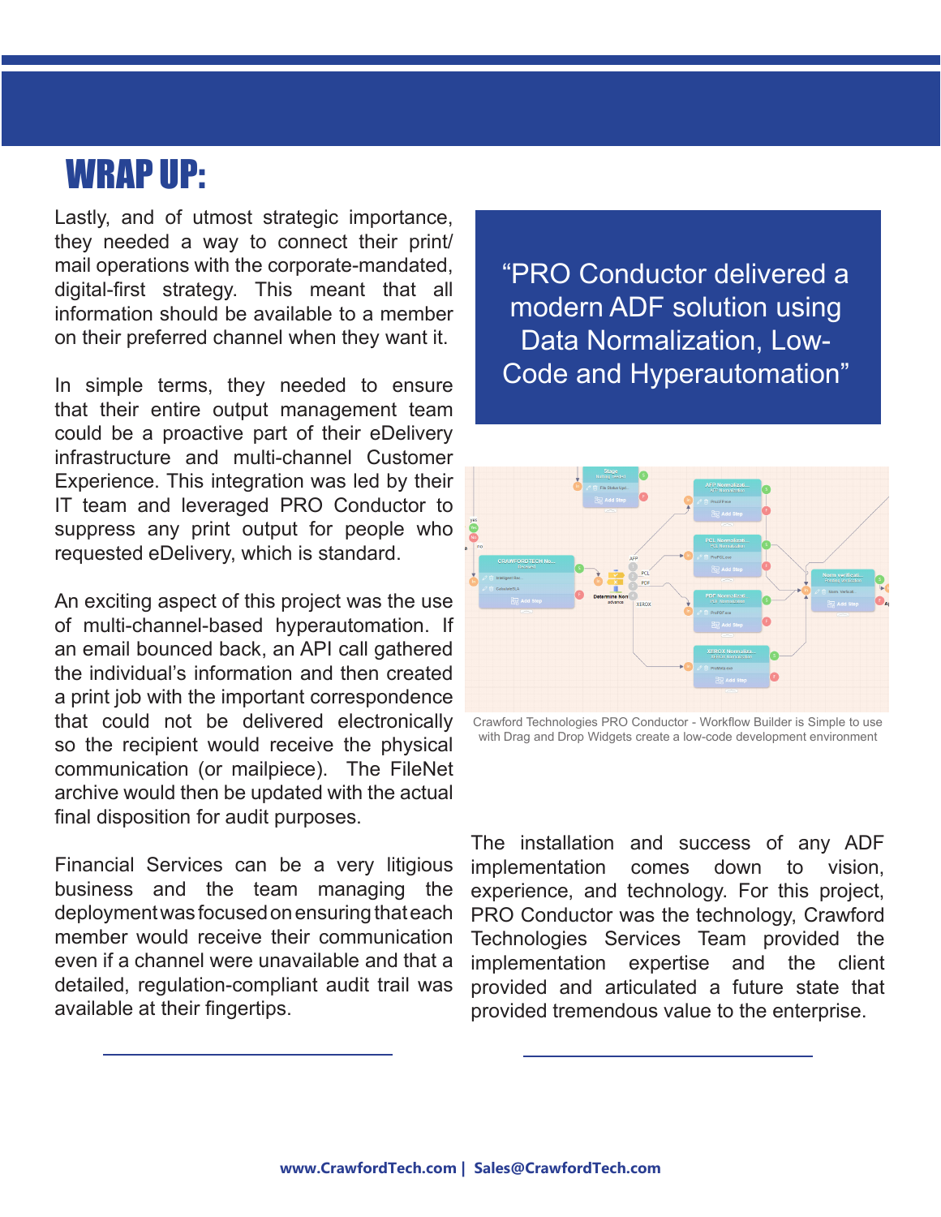# WRAP UP:

Lastly, and of utmost strategic importance, they needed a way to connect their print/mail operations with the corporate-mandated, digital-first strategy. This meant that all information should be available to a member on their preferred channel when they want it.

In simple terms, they needed to ensure that their entire output management team could be a proactive part of their eDelivery infrastructure and multi-channel Customer Experience. This integration was led by their IT team and leveraged PRO Conductor to suppress any print output for people who requested eDelivery, which is standard.

An exciting aspect of this project was the use of multi-channel-based hyperautomation. If an email bounced back, an API call gathered the individual's information and then created a print job with the important correspondence that could not be delivered electronically so the recipient would receive the physical communication (or mailpiece). The FileNet archive would then be updated with the actual final disposition for audit purposes.

Financial Services can be a very litigious business and the team managing the deployment was focused on ensuring that each member would receive their communication even if a channel were unavailable and that a detailed, regulation-compliant audit trail was available at their fingertips.

> "PRO Conductor delivered a modern ADF solution using Data Normalization, Low-Code and Hyperautomation"

Crawford Technologies PRO Conductor - Workflow Builder is Simple to use with Drag and Drop Widgets create a low-code development environment

The installation and success of any ADF implementation comes down to vision, experience, and technology. For this project, PRO Conductor was the technology, Crawford Technologies Services Team provided the implementation expertise and the client provided and articulated a future state that provided tremendous value to the enterprise.

www.CrawfordTech.com | Sales@CrawfordTech.com